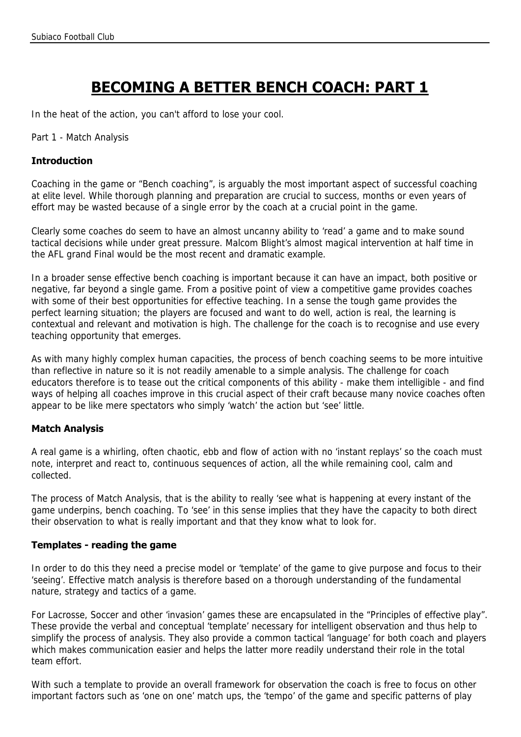# BECOMING A BETTER BENCH COACH: PART 1

In the heat of the action, you can't afford to lose your cool.

Part 1 - Match Analysis

### Introduction

Coaching in the game or "Bench coaching", is arguably the most important aspect of successful coaching at elite level. While thorough planning and preparation are crucial to success, months or even years of effort may be wasted because of a single error by the coach at a crucial point in the game.

Clearly some coaches do seem to have an almost uncanny ability to 'read' a game and to make sound tactical decisions while under great pressure. Malcom Blight's almost magical intervention at half time in the AFL grand Final would be the most recent and dramatic example.

In a broader sense effective bench coaching is important because it can have an impact, both positive or negative, far beyond a single game. From a positive point of view a competitive game provides coaches with some of their best opportunities for effective teaching. In a sense the tough game provides the perfect learning situation; the players are focused and want to do well, action is real, the learning is contextual and relevant and motivation is high. The challenge for the coach is to recognise and use every teaching opportunity that emerges.

As with many highly complex human capacities, the process of bench coaching seems to be more intuitive than reflective in nature so it is not readily amenable to a simple analysis. The challenge for coach educators therefore is to tease out the critical components of this ability - make them intelligible - and find ways of helping all coaches improve in this crucial aspect of their craft because many novice coaches often appear to be like mere spectators who simply 'watch' the action but 'see' little.

### Match Analysis

A real game is a whirling, often chaotic, ebb and flow of action with no 'instant replays' so the coach must note, interpret and react to, continuous sequences of action, all the while remaining cool, calm and collected.

The process of Match Analysis, that is the ability to really 'see what is happening at every instant of the game underpins, bench coaching. To 'see' in this sense implies that they have the capacity to both direct their observation to what is really important and that they know what to look for.

### Templates - reading the game

In order to do this they need a precise model or 'template' of the game to give purpose and focus to their 'seeing'. Effective match analysis is therefore based on a thorough understanding of the fundamental nature, strategy and tactics of a game.

For Lacrosse, Soccer and other 'invasion' games these are encapsulated in the "Principles of effective play". These provide the verbal and conceptual 'template' necessary for intelligent observation and thus help to simplify the process of analysis. They also provide a common tactical 'language' for both coach and players which makes communication easier and helps the latter more readily understand their role in the total team effort.

With such a template to provide an overall framework for observation the coach is free to focus on other important factors such as 'one on one' match ups, the 'tempo' of the game and specific patterns of play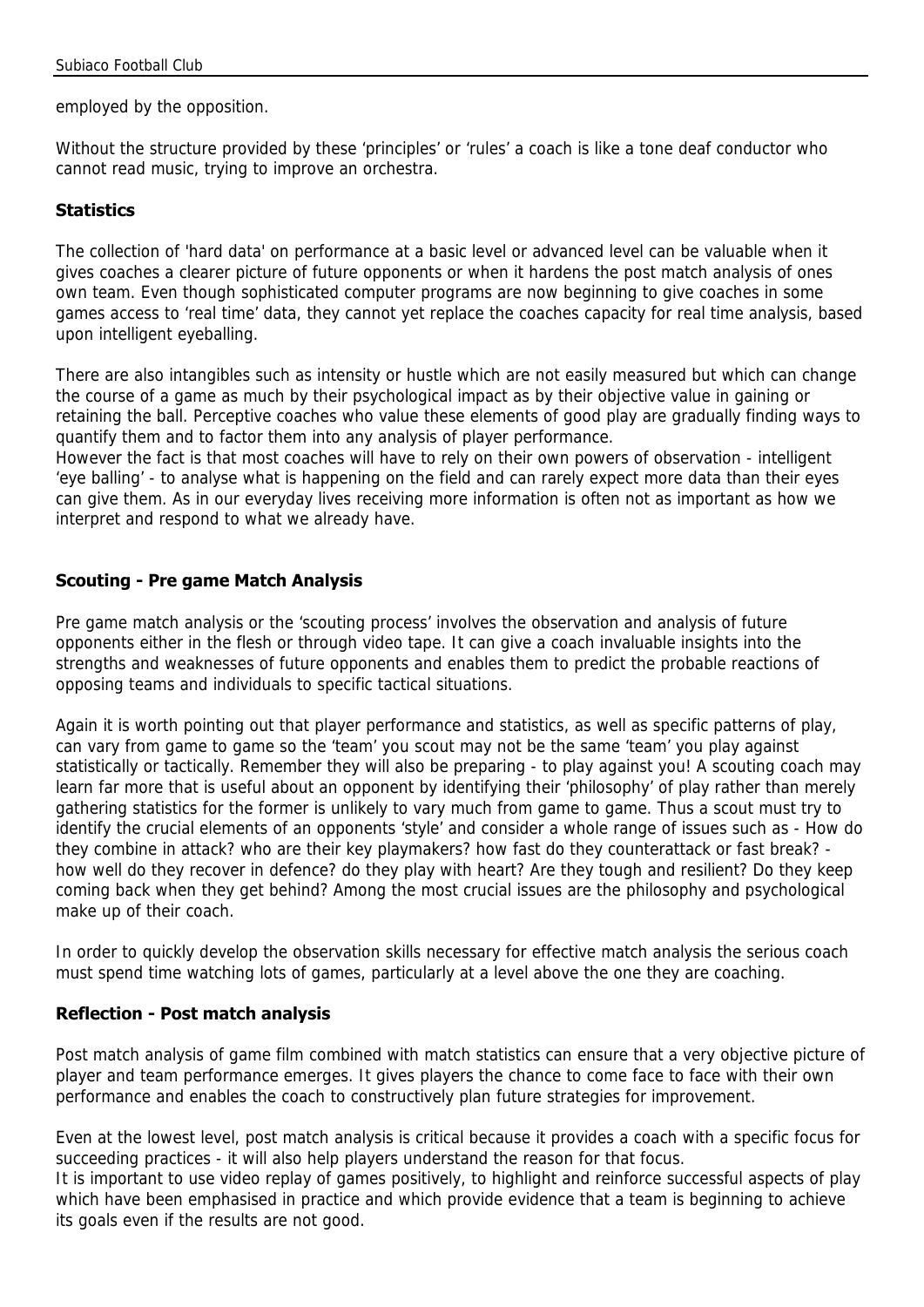employed by the opposition.

Without the structure provided by these 'principles' or 'rules' a coach is like a tone deaf conductor who cannot read music, trying to improve an orchestra.

### Statistics

The collection of 'hard data' on performance at a basic level or advanced level can be valuable when it gives coaches a clearer picture of future opponents or when it hardens the post match analysis of ones own team. Even though sophisticated computer programs are now beginning to give coaches in some games access to 'real time' data, they cannot yet replace the coaches capacity for real time analysis, based upon intelligent eyeballing.

There are also intangibles such as intensity or hustle which are not easily measured but which can change the course of a game as much by their psychological impact as by their objective value in gaining or retaining the ball. Perceptive coaches who value these elements of good play are gradually finding ways to quantify them and to factor them into any analysis of player performance.
However the fact is that most coaches will have to rely on their own powers of observation - intelligent 'eye balling' - to analyse what is happening on the field and can rarely expect more data than their eyes can give them. As in our everyday lives receiving more information is often not as important as how we interpret and respond to what we already have.

### Scouting - Pre game Match Analysis

Pre game match analysis or the 'scouting process' involves the observation and analysis of future opponents either in the flesh or through video tape. It can give a coach invaluable insights into the strengths and weaknesses of future opponents and enables them to predict the probable reactions of opposing teams and individuals to specific tactical situations.

Again it is worth pointing out that player performance and statistics, as well as specific patterns of play, can vary from game to game so the 'team' you scout may not be the same 'team' you play against statistically or tactically. Remember they will also be preparing - to play against you! A scouting coach may learn far more that is useful about an opponent by identifying their 'philosophy' of play rather than merely gathering statistics for the former is unlikely to vary much from game to game. Thus a scout must try to identify the crucial elements of an opponents 'style' and consider a whole range of issues such as - How do they combine in attack? who are their key playmakers? how fast do they counterattack or fast break? - how well do they recover in defence? do they play with heart? Are they tough and resilient? Do they keep coming back when they get behind? Among the most crucial issues are the philosophy and psychological make up of their coach.

In order to quickly develop the observation skills necessary for effective match analysis the serious coach must spend time watching lots of games, particularly at a level above the one they are coaching.

### Reflection - Post match analysis

Post match analysis of game film combined with match statistics can ensure that a very objective picture of player and team performance emerges. It gives players the chance to come face to face with their own performance and enables the coach to constructively plan future strategies for improvement.

Even at the lowest level, post match analysis is critical because it provides a coach with a specific focus for succeeding practices - it will also help players understand the reason for that focus.
It is important to use video replay of games positively, to highlight and reinforce successful aspects of play which have been emphasised in practice and which provide evidence that a team is beginning to achieve its goals even if the results are not good.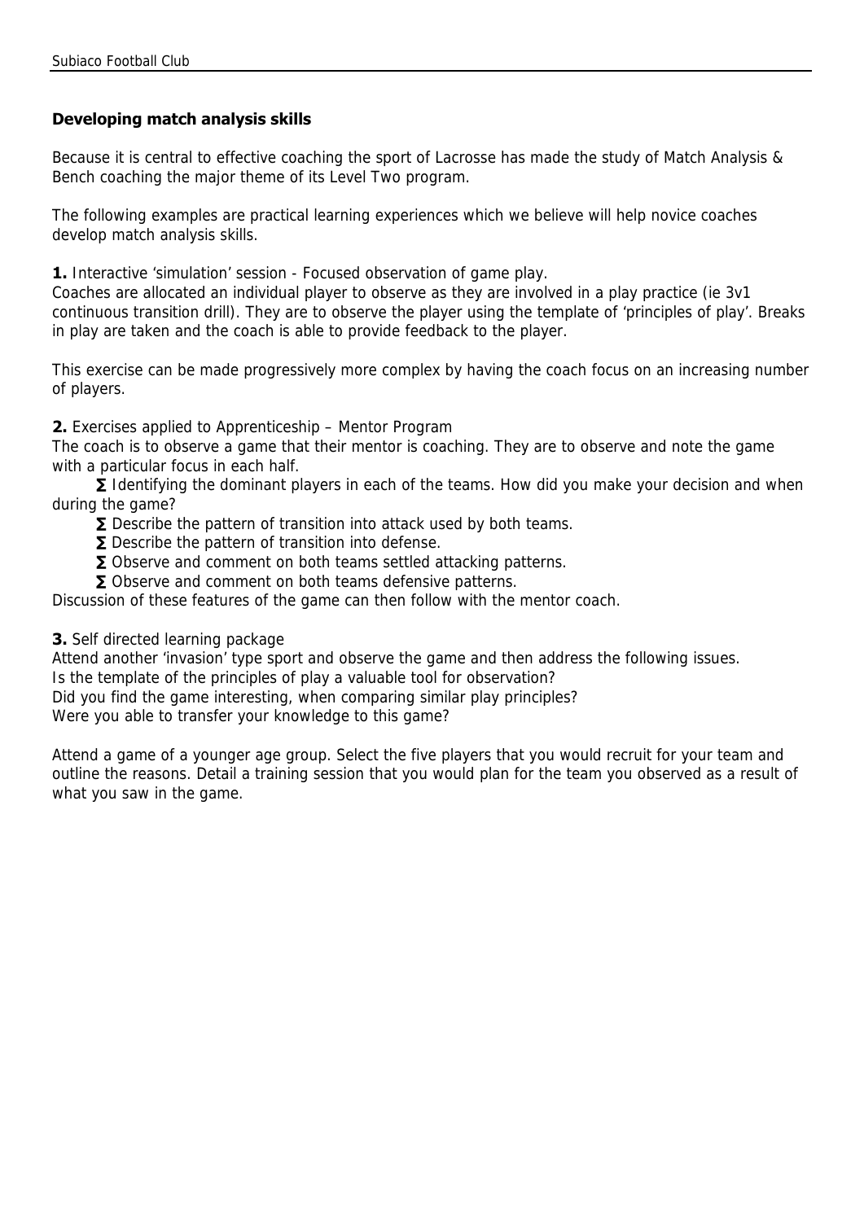## Developing match analysis skills

Because it is central to effective coaching the sport of Lacrosse has made the study of Match Analysis & Bench coaching the major theme of its Level Two program.

The following examples are practical learning experiences which we believe will help novice coaches develop match analysis skills.

**1.** Interactive 'simulation' session - Focused observation of game play.
Coaches are allocated an individual player to observe as they are involved in a play practice (ie 3v1 continuous transition drill). They are to observe the player using the template of 'principles of play'. Breaks in play are taken and the coach is able to provide feedback to the player.

This exercise can be made progressively more complex by having the coach focus on an increasing number of players.

**2.** Exercises applied to Apprenticeship – Mentor Program
The coach is to observe a game that their mentor is coaching. They are to observe and note the game with a particular focus in each half.

- Identifying the dominant players in each of the teams. How did you make your decision and when during the game?
- Describe the pattern of transition into attack used by both teams.
- Describe the pattern of transition into defense.
- Observe and comment on both teams settled attacking patterns.
- Observe and comment on both teams defensive patterns.

Discussion of these features of the game can then follow with the mentor coach.

**3.** Self directed learning package
Attend another 'invasion' type sport and observe the game and then address the following issues.
Is the template of the principles of play a valuable tool for observation?
Did you find the game interesting, when comparing similar play principles?
Were you able to transfer your knowledge to this game?

Attend a game of a younger age group. Select the five players that you would recruit for your team and outline the reasons. Detail a training session that you would plan for the team you observed as a result of what you saw in the game.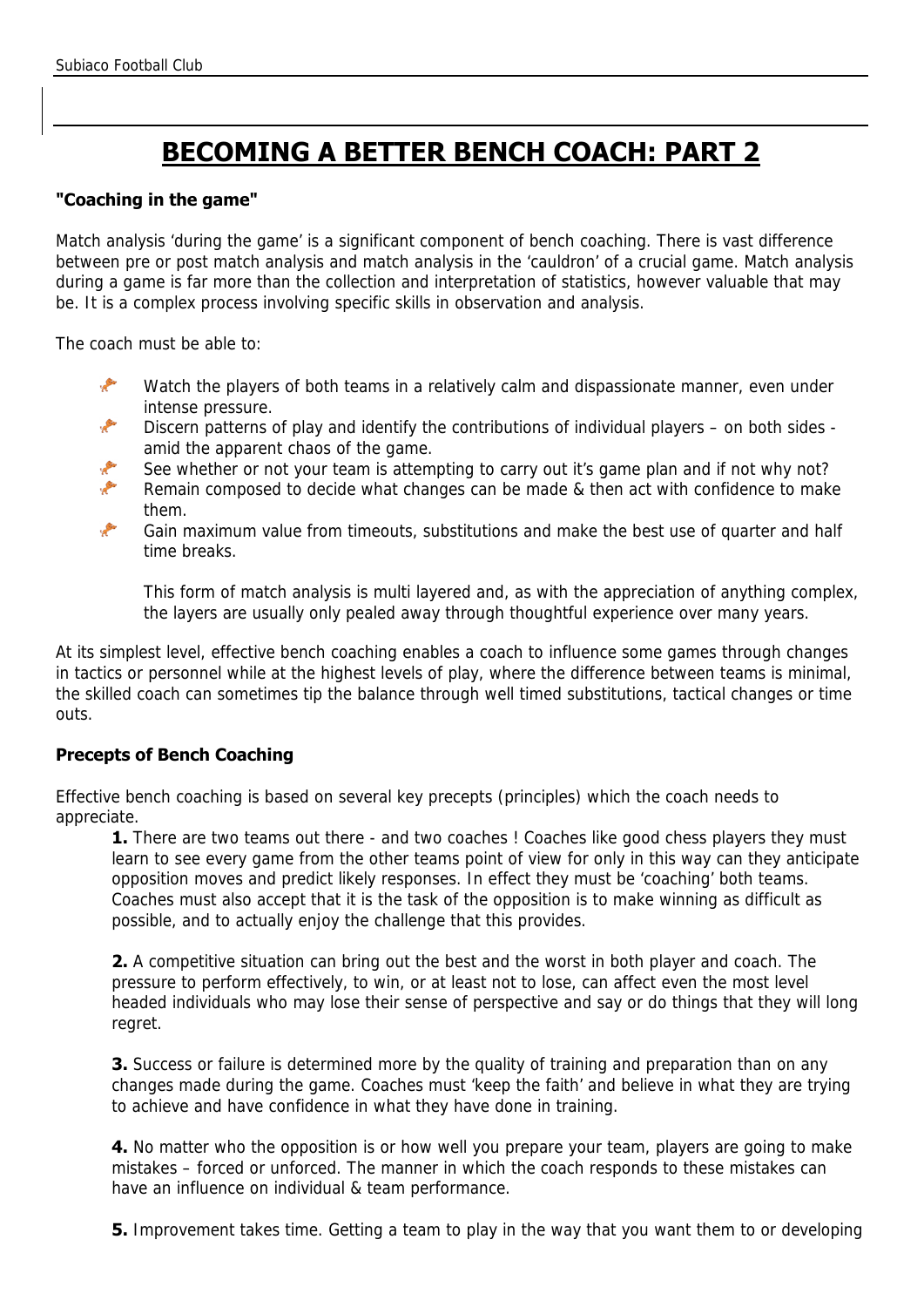# BECOMING A BETTER BENCH COACH: PART 2

**"Coaching in the game"**

Match analysis 'during the game' is a significant component of bench coaching. There is vast difference between pre or post match analysis and match analysis in the 'cauldron' of a crucial game. Match analysis during a game is far more than the collection and interpretation of statistics, however valuable that may be. It is a complex process involving specific skills in observation and analysis.

The coach must be able to:

- Watch the players of both teams in a relatively calm and dispassionate manner, even under intense pressure.
- Discern patterns of play and identify the contributions of individual players – on both sides - amid the apparent chaos of the game.
- See whether or not your team is attempting to carry out it's game plan and if not why not?
- Remain composed to decide what changes can be made & then act with confidence to make them.
- Gain maximum value from timeouts, substitutions and make the best use of quarter and half time breaks.

  This form of match analysis is multi layered and, as with the appreciation of anything complex, the layers are usually only pealed away through thoughtful experience over many years.

At its simplest level, effective bench coaching enables a coach to influence some games through changes in tactics or personnel while at the highest levels of play, where the difference between teams is minimal, the skilled coach can sometimes tip the balance through well timed substitutions, tactical changes or time outs.

**Precepts of Bench Coaching**

Effective bench coaching is based on several key precepts (principles) which the coach needs to appreciate.

**1.** There are two teams out there - and two coaches ! Coaches like good chess players they must learn to see every game from the other teams point of view for only in this way can they anticipate opposition moves and predict likely responses. In effect they must be 'coaching' both teams. Coaches must also accept that it is the task of the opposition is to make winning as difficult as possible, and to actually enjoy the challenge that this provides.

**2.** A competitive situation can bring out the best and the worst in both player and coach. The pressure to perform effectively, to win, or at least not to lose, can affect even the most level headed individuals who may lose their sense of perspective and say or do things that they will long regret.

**3.** Success or failure is determined more by the quality of training and preparation than on any changes made during the game. Coaches must 'keep the faith' and believe in what they are trying to achieve and have confidence in what they have done in training.

**4.** No matter who the opposition is or how well you prepare your team, players are going to make mistakes – forced or unforced. The manner in which the coach responds to these mistakes can have an influence on individual & team performance.

**5.** Improvement takes time. Getting a team to play in the way that you want them to or developing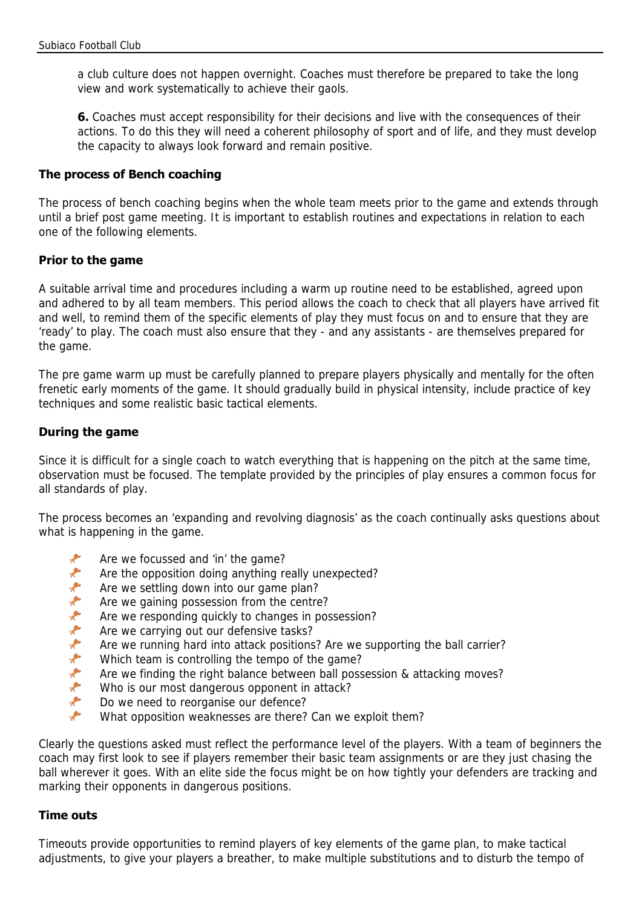a club culture does not happen overnight. Coaches must therefore be prepared to take the long view and work systematically to achieve their gaols.

**6.** Coaches must accept responsibility for their decisions and live with the consequences of their actions. To do this they will need a coherent philosophy of sport and of life, and they must develop the capacity to always look forward and remain positive.

**The process of Bench coaching**

The process of bench coaching begins when the whole team meets prior to the game and extends through until a brief post game meeting. It is important to establish routines and expectations in relation to each one of the following elements.

**Prior to the game**

A suitable arrival time and procedures including a warm up routine need to be established, agreed upon and adhered to by all team members. This period allows the coach to check that all players have arrived fit and well, to remind them of the specific elements of play they must focus on and to ensure that they are 'ready' to play. The coach must also ensure that they - and any assistants - are themselves prepared for the game.

The pre game warm up must be carefully planned to prepare players physically and mentally for the often frenetic early moments of the game. It should gradually build in physical intensity, include practice of key techniques and some realistic basic tactical elements.

**During the game**

Since it is difficult for a single coach to watch everything that is happening on the pitch at the same time, observation must be focused. The template provided by the principles of play ensures a common focus for all standards of play.

The process becomes an 'expanding and revolving diagnosis' as the coach continually asks questions about what is happening in the game.

- Are we focussed and 'in' the game?
- Are the opposition doing anything really unexpected?
- Are we settling down into our game plan?
- Are we gaining possession from the centre?
- Are we responding quickly to changes in possession?
- Are we carrying out our defensive tasks?
- Are we running hard into attack positions? Are we supporting the ball carrier?
- Which team is controlling the tempo of the game?
- Are we finding the right balance between ball possession & attacking moves?
- Who is our most dangerous opponent in attack?
- Do we need to reorganise our defence?
- What opposition weaknesses are there? Can we exploit them?

Clearly the questions asked must reflect the performance level of the players. With a team of beginners the coach may first look to see if players remember their basic team assignments or are they just chasing the ball wherever it goes. With an elite side the focus might be on how tightly your defenders are tracking and marking their opponents in dangerous positions.

**Time outs**

Timeouts provide opportunities to remind players of key elements of the game plan, to make tactical adjustments, to give your players a breather, to make multiple substitutions and to disturb the tempo of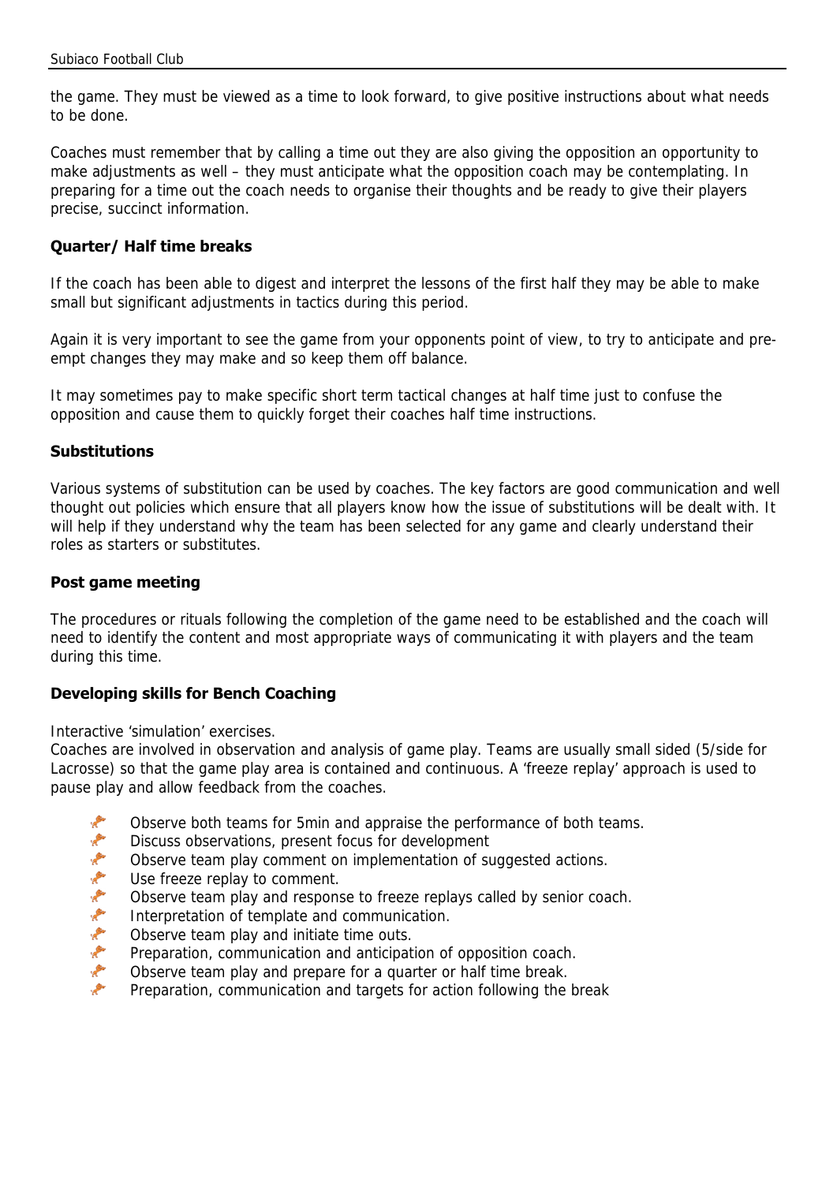the game. They must be viewed as a time to look forward, to give positive instructions about what needs to be done.

Coaches must remember that by calling a time out they are also giving the opposition an opportunity to make adjustments as well – they must anticipate what the opposition coach may be contemplating. In preparing for a time out the coach needs to organise their thoughts and be ready to give their players precise, succinct information.

### Quarter/ Half time breaks

If the coach has been able to digest and interpret the lessons of the first half they may be able to make small but significant adjustments in tactics during this period.

Again it is very important to see the game from your opponents point of view, to try to anticipate and pre-empt changes they may make and so keep them off balance.

It may sometimes pay to make specific short term tactical changes at half time just to confuse the opposition and cause them to quickly forget their coaches half time instructions.

### Substitutions

Various systems of substitution can be used by coaches. The key factors are good communication and well thought out policies which ensure that all players know how the issue of substitutions will be dealt with. It will help if they understand why the team has been selected for any game and clearly understand their roles as starters or substitutes.

### Post game meeting

The procedures or rituals following the completion of the game need to be established and the coach will need to identify the content and most appropriate ways of communicating it with players and the team during this time.

### Developing skills for Bench Coaching

Interactive 'simulation' exercises.
Coaches are involved in observation and analysis of game play. Teams are usually small sided (5/side for Lacrosse) so that the game play area is contained and continuous. A 'freeze replay' approach is used to pause play and allow feedback from the coaches.

- Observe both teams for 5min and appraise the performance of both teams.
- Discuss observations, present focus for development
- Observe team play comment on implementation of suggested actions.
- Use freeze replay to comment.
- Observe team play and response to freeze replays called by senior coach.
- Interpretation of template and communication.
- Observe team play and initiate time outs.
- Preparation, communication and anticipation of opposition coach.
- Observe team play and prepare for a quarter or half time break.
- Preparation, communication and targets for action following the break